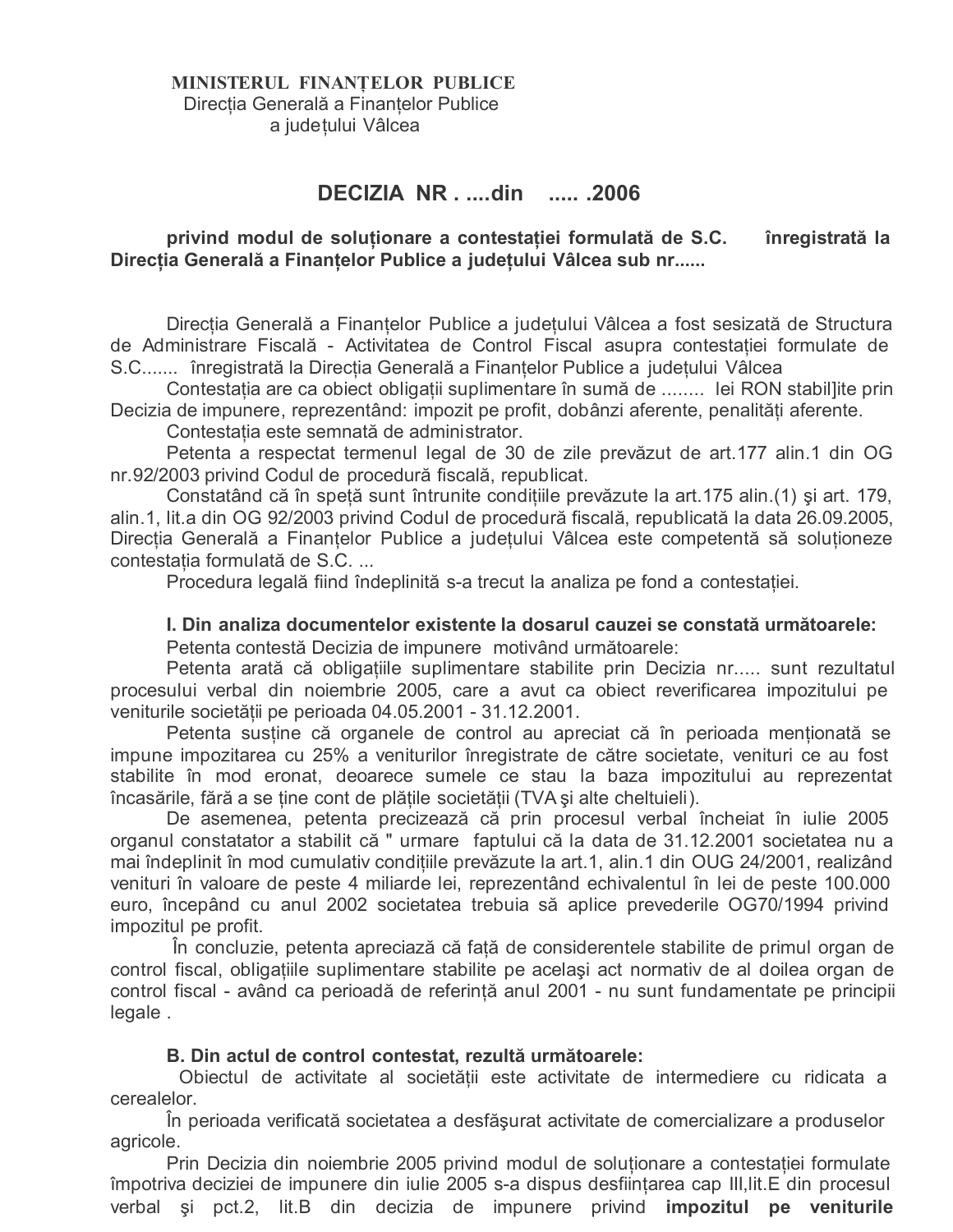**MINISTERUL FINANȚELOR PUBLICE**
Direcția Generală a Finanțelor Publice
a județului Vâlcea

## DECIZIA NR . ....din ..... .2006

**privind modul de soluționare a contestației formulată de S.C. înregistrată la Direcția Generală a Finanțelor Publice a județului Vâlcea sub nr......**

Direcția Generală a Finanțelor Publice a județului Vâlcea a fost sesizată de Structura de Administrare Fiscală - Activitatea de Control Fiscal asupra contestației formulate de S.C....... înregistrată la Direcția Generală a Finanțelor Publice a județului Vâlcea

Contestația are ca obiect obligații suplimentare în sumă de ........ lei RON stabil]ite prin Decizia de impunere, reprezentând: impozit pe profit, dobânzi aferente, penalități aferente.

Contestația este semnată de administrator.

Petenta a respectat termenul legal de 30 de zile prevăzut de art.177 alin.1 din OG nr.92/2003 privind Codul de procedură fiscală, republicat.

Constatând că în speță sunt întrunite condițiile prevăzute la art.175 alin.(1) şi art. 179, alin.1, lit.a din OG 92/2003 privind Codul de procedură fiscală, republicată la data 26.09.2005, Direcția Generală a Finanțelor Publice a județului Vâlcea este competentă să soluționeze contestația formulată de S.C. ...

Procedura legală fiind îndeplinită s-a trecut la analiza pe fond a contestației.

**I. Din analiza documentelor existente la dosarul cauzei se constată următoarele:**

Petenta contestă Decizia de impunere motivând următoarele:

Petenta arată că obligațiile suplimentare stabilite prin Decizia nr..... sunt rezultatul procesului verbal din noiembrie 2005, care a avut ca obiect reverificarea impozitului pe veniturile societății pe perioada 04.05.2001 - 31.12.2001.

Petenta susține că organele de control au apreciat că în perioada menționată se impune impozitarea cu 25% a veniturilor înregistrate de către societate, venituri ce au fost stabilite în mod eronat, deoarece sumele ce stau la baza impozitului au reprezentat încasările, fără a se ține cont de plățile societății (TVA şi alte cheltuieli).

De asemenea, petenta precizează că prin procesul verbal încheiat în iulie 2005 organul constatator a stabilit că " urmare faptului că la data de 31.12.2001 societatea nu a mai îndeplinit în mod cumulativ condițiile prevăzute la art.1, alin.1 din OUG 24/2001, realizând venituri în valoare de peste 4 miliarde lei, reprezentând echivalentul în lei de peste 100.000 euro, începând cu anul 2002 societatea trebuia să aplice prevederile OG70/1994 privind impozitul pe profit.

În concluzie, petenta apreciază că față de considerentele stabilite de primul organ de control fiscal, obligațiile suplimentare stabilite pe acelaşi act normativ de al doilea organ de control fiscal - având ca perioadă de referință anul 2001 - nu sunt fundamentate pe principii legale .

**B. Din actul de control contestat, rezultă următoarele:**

Obiectul de activitate al societății este activitate de intermediere cu ridicata a cerealelor.

În perioada verificată societatea a desfăşurat activitate de comercializare a produselor agricole.

Prin Decizia din noiembrie 2005 privind modul de soluționare a contestației formulate împotriva deciziei de impunere din iulie 2005 s-a dispus desființarea cap III,lit.E din procesul verbal şi pct.2, lit.B din decizia de impunere privind **impozitul pe veniturile**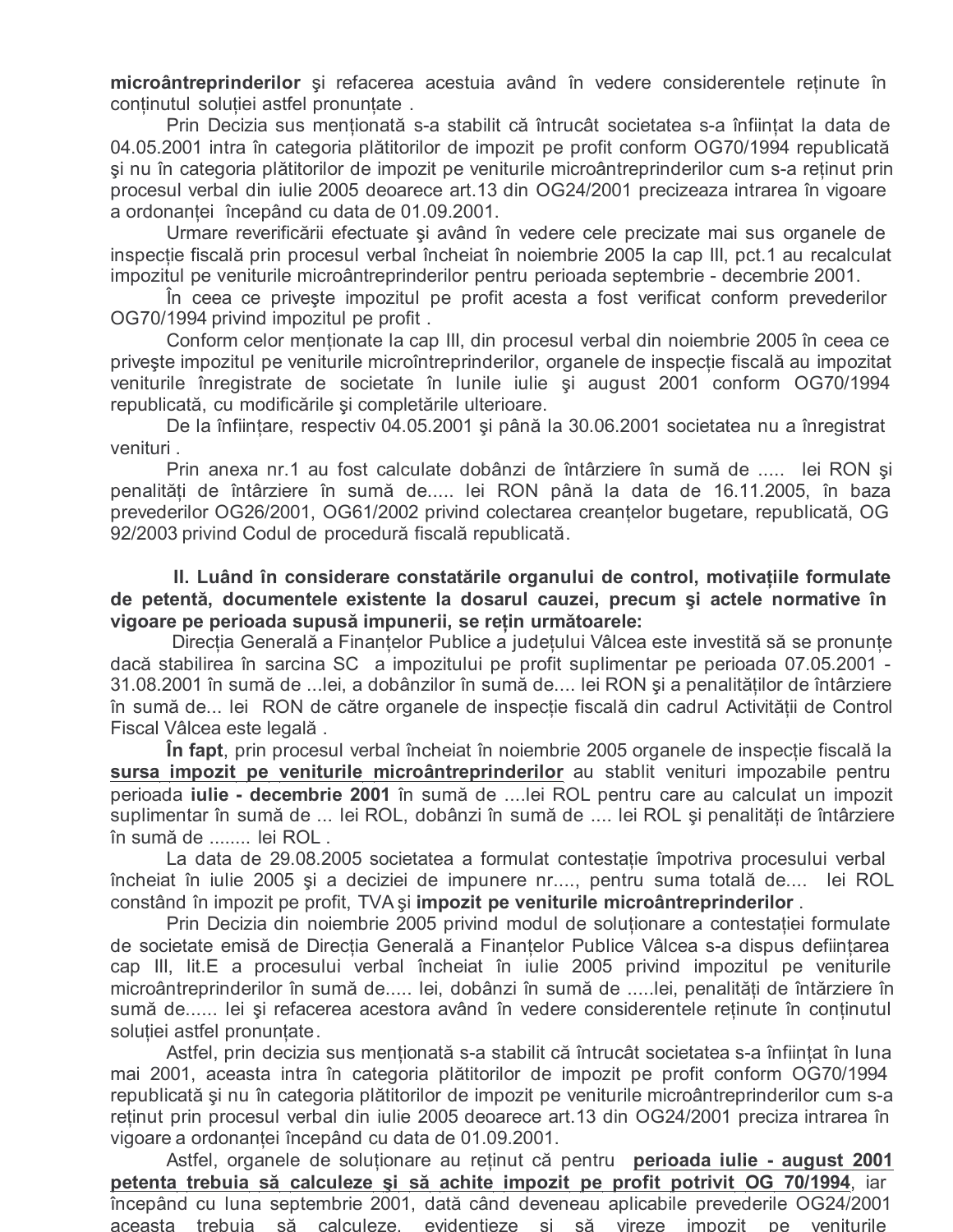**microântreprinderilor** şi refacerea acestuia având în vedere considerentele reținute în conținutul soluției astfel pronunțate .

Prin Decizia sus menționată s-a stabilit că întrucât societatea s-a înființat la data de 04.05.2001 intra în categoria plătitorilor de impozit pe profit conform OG70/1994 republicată şi nu în categoria plătitorilor de impozit pe veniturile microântreprinderilor cum s-a reținut prin procesul verbal din iulie 2005 deoarece art.13 din OG24/2001 precizeaza intrarea în vigoare a ordonanței începând cu data de 01.09.2001.

Urmare reverificării efectuate şi având în vedere cele precizate mai sus organele de inspecție fiscală prin procesul verbal încheiat în noiembrie 2005 la cap III, pct.1 au recalculat impozitul pe veniturile microântreprinderilor pentru perioada septembrie - decembrie 2001.

În ceea ce priveşte impozitul pe profit acesta a fost verificat conform prevederilor OG70/1994 privind impozitul pe profit .

Conform celor menționate la cap III, din procesul verbal din noiembrie 2005 în ceea ce priveşte impozitul pe veniturile microîntreprinderilor, organele de inspecție fiscală au impozitat veniturile înregistrate de societate în lunile iulie şi august 2001 conform OG70/1994 republicată, cu modificările şi completările ulterioare.

De la înființare, respectiv 04.05.2001 şi până la 30.06.2001 societatea nu a înregistrat venituri .

Prin anexa nr.1 au fost calculate dobânzi de întârziere în sumă de ..... lei RON şi penalități de întârziere în sumă de..... lei RON până la data de 16.11.2005, în baza prevederilor OG26/2001, OG61/2002 privind colectarea creanțelor bugetare, republicată, OG 92/2003 privind Codul de procedură fiscală republicată.

**II. Luând în considerare constatările organului de control, motivațiile formulate de petentă, documentele existente la dosarul cauzei, precum şi actele normative în vigoare pe perioada supusă impunerii, se rețin următoarele:**

Direcția Generală a Finanțelor Publice a județului Vâlcea este investită să se pronunțe dacă stabilirea în sarcina SC a impozitului pe profit suplimentar pe perioada 07.05.2001 - 31.08.2001 în sumă de ...lei, a dobânzilor în sumă de.... lei RON şi a penalităților de întârziere în sumă de... lei RON de către organele de inspecție fiscală din cadrul Activității de Control Fiscal Vâlcea este legală .

**În fapt**, prin procesul verbal încheiat în noiembrie 2005 organele de inspecție fiscală la **sursa impozit pe veniturile microântreprinderilor** au stablit venituri impozabile pentru perioada **iulie - decembrie 2001** în sumă de ....lei ROL pentru care au calculat un impozit suplimentar în sumă de ... lei ROL, dobânzi în sumă de .... lei ROL şi penalități de întârziere în sumă de ........ lei ROL .

La data de 29.08.2005 societatea a formulat contestație împotriva procesului verbal încheiat în iulie 2005 şi a deciziei de impunere nr...., pentru suma totală de.... lei ROL constând în impozit pe profit, TVA şi **impozit pe veniturile microântreprinderilor** .

Prin Decizia din noiembrie 2005 privind modul de soluționare a contestației formulate de societate emisă de Direcția Generală a Finanțelor Publice Vâlcea s-a dispus deființarea cap III, lit.E a procesului verbal încheiat în iulie 2005 privind impozitul pe veniturile microântreprinderilor în sumă de..... lei, dobânzi în sumă de .....lei, penalități de întârziere în sumă de...... lei şi refacerea acestora având în vedere considerentele reținute în conținutul soluției astfel pronunțate.

Astfel, prin decizia sus menționată s-a stabilit că întrucât societatea s-a înființat în luna mai 2001, aceasta intra în categoria plătitorilor de impozit pe profit conform OG70/1994 republicată şi nu în categoria plătitorilor de impozit pe veniturile microântreprinderilor cum s-a reținut prin procesul verbal din iulie 2005 deoarece art.13 din OG24/2001 preciza intrarea în vigoare a ordonanței începând cu data de 01.09.2001.

Astfel, organele de soluționare au reținut că pentru **perioada iulie - august 2001 petenta trebuia să calculeze şi să achite impozit pe profit potrivit OG 70/1994**, iar începând cu luna septembrie 2001, dată când deveneau aplicabile prevederile OG24/2001 aceasta trebuia să calculeze, evidentieze si să vireze impozit pe veniturile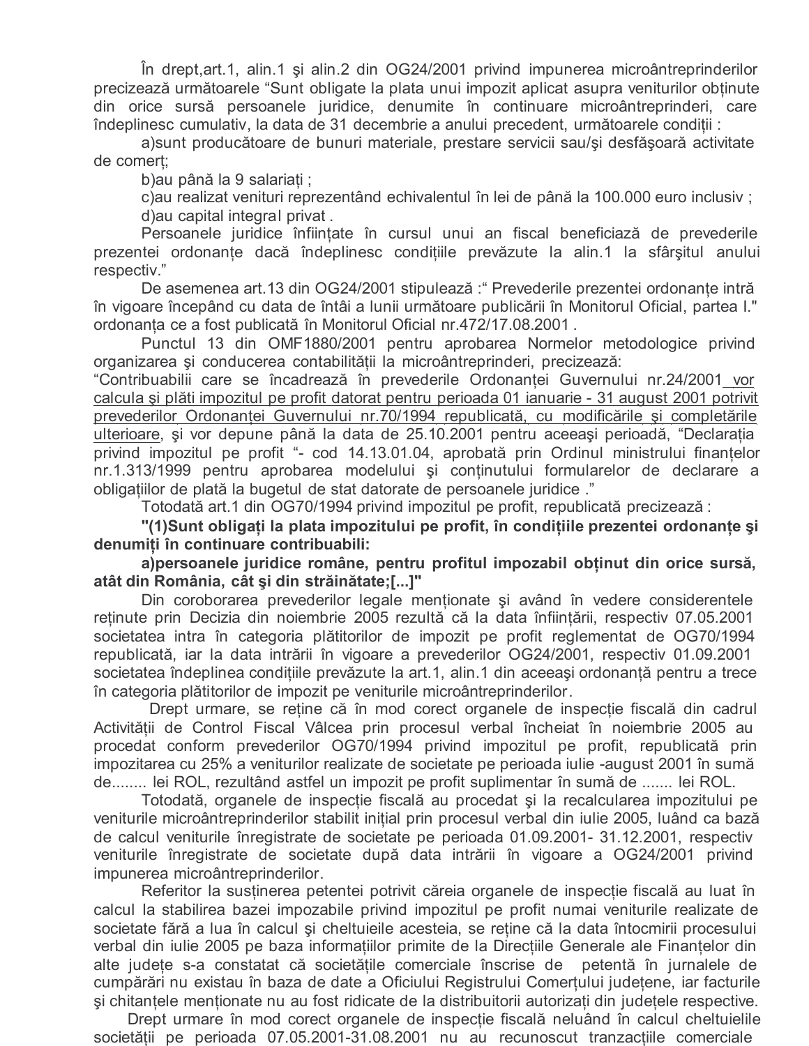În drept,art.1, alin.1 şi alin.2 din OG24/2001 privind impunerea microântreprinderilor precizează următoarele "Sunt obligate la plata unui impozit aplicat asupra veniturilor obținute din orice sursă persoanele juridice, denumite în continuare microântreprinderi, care îndeplinesc cumulativ, la data de 31 decembrie a anului precedent, următoarele condiții :

a)sunt producătoare de bunuri materiale, prestare servicii sau/şi desfăşoară activitate de comerț;

b)au până la 9 salariați ;

c)au realizat venituri reprezentând echivalentul în lei de până la 100.000 euro inclusiv ;

d)au capital integral privat .

Persoanele juridice înființate în cursul unui an fiscal beneficiază de prevederile prezentei ordonanțe dacă îndeplinesc condițiile prevăzute la alin.1 la sfârşitul anului respectiv."

De asemenea art.13 din OG24/2001 stipulează :" Prevederile prezentei ordonanțe intră în vigoare începând cu data de întâi a lunii următoare publicării în Monitorul Oficial, partea I." ordonanța ce a fost publicată în Monitorul Oficial nr.472/17.08.2001 .

Punctul 13 din OMF1880/2001 pentru aprobarea Normelor metodologice privind organizarea şi conducerea contabilității la microântreprinderi, precizează:
"Contribuabilii care se încadrează în prevederile Ordonanței Guvernului nr.24/2001 vor calcula şi plăti impozitul pe profit datorat pentru perioada 01 ianuarie - 31 august 2001 potrivit prevederilor Ordonanței Guvernului nr.70/1994 republicată, cu modificările şi completările ulterioare, şi vor depune până la data de 25.10.2001 pentru aceeaşi perioadă, "Declarația privind impozitul pe profit "- cod 14.13.01.04, aprobată prin Ordinul ministrului finanțelor nr.1.313/1999 pentru aprobarea modelului şi conținutului formularelor de declarare a obligațiilor de plată la bugetul de stat datorate de persoanele juridice ."

Totodată art.1 din OG70/1994 privind impozitul pe profit, republicată precizează :

**"(1)Sunt obligați la plata impozitului pe profit, în condițiile prezentei ordonanțe şi denumiți în continuare contribuabili:**

**a)persoanele juridice române, pentru profitul impozabil obținut din orice sursă, atât din România, cât şi din străinătate;[...]"**

Din coroborarea prevederilor legale menționate şi având în vedere considerentele reținute prin Decizia din noiembrie 2005 rezultă că la data înființării, respectiv 07.05.2001 societatea intra în categoria plătitorilor de impozit pe profit reglementat de OG70/1994 republicată, iar la data intrării în vigoare a prevederilor OG24/2001, respectiv 01.09.2001 societatea îndeplinea condițiile prevăzute la art.1, alin.1 din aceeaşi ordonanță pentru a trece în categoria plătitorilor de impozit pe veniturile microântreprinderilor.

Drept urmare, se reține că în mod corect organele de inspecție fiscală din cadrul Activității de Control Fiscal Vâlcea prin procesul verbal încheiat în noiembrie 2005 au procedat conform prevederilor OG70/1994 privind impozitul pe profit, republicată prin impozitarea cu 25% a veniturilor realizate de societate pe perioada iulie -august 2001 în sumă de........ lei ROL, rezultând astfel un impozit pe profit suplimentar în sumă de ....... lei ROL.

Totodată, organele de inspecție fiscală au procedat şi la recalcularea impozitului pe veniturile microântreprinderilor stabilit inițial prin procesul verbal din iulie 2005, luând ca bază de calcul veniturile înregistrate de societate pe perioada 01.09.2001- 31.12.2001, respectiv veniturile înregistrate de societate după data intrării în vigoare a OG24/2001 privind impunerea microântreprinderilor.

Referitor la susținerea petentei potrivit căreia organele de inspecție fiscală au luat în calcul la stabilirea bazei impozabile privind impozitul pe profit numai veniturile realizate de societate fără a lua în calcul şi cheltuielile acesteia, se reține că la data întocmirii procesului verbal din iulie 2005 pe baza informațiilor primite de la Direcțiile Generale ale Finanțelor din alte județe s-a constatat că societățile comerciale înscrise de petentă în jurnalele de cumpărări nu existau în baza de date a Oficiului Registrului Comerțului județene, iar facturile şi chitanțele menționate nu au fost ridicate de la distribuitorii autorizați din județele respective.

Drept urmare în mod corect organele de inspecție fiscală neluând în calcul cheltuielile societății pe perioada 07.05.2001-31.08.2001 nu au recunoscut tranzacțiile comerciale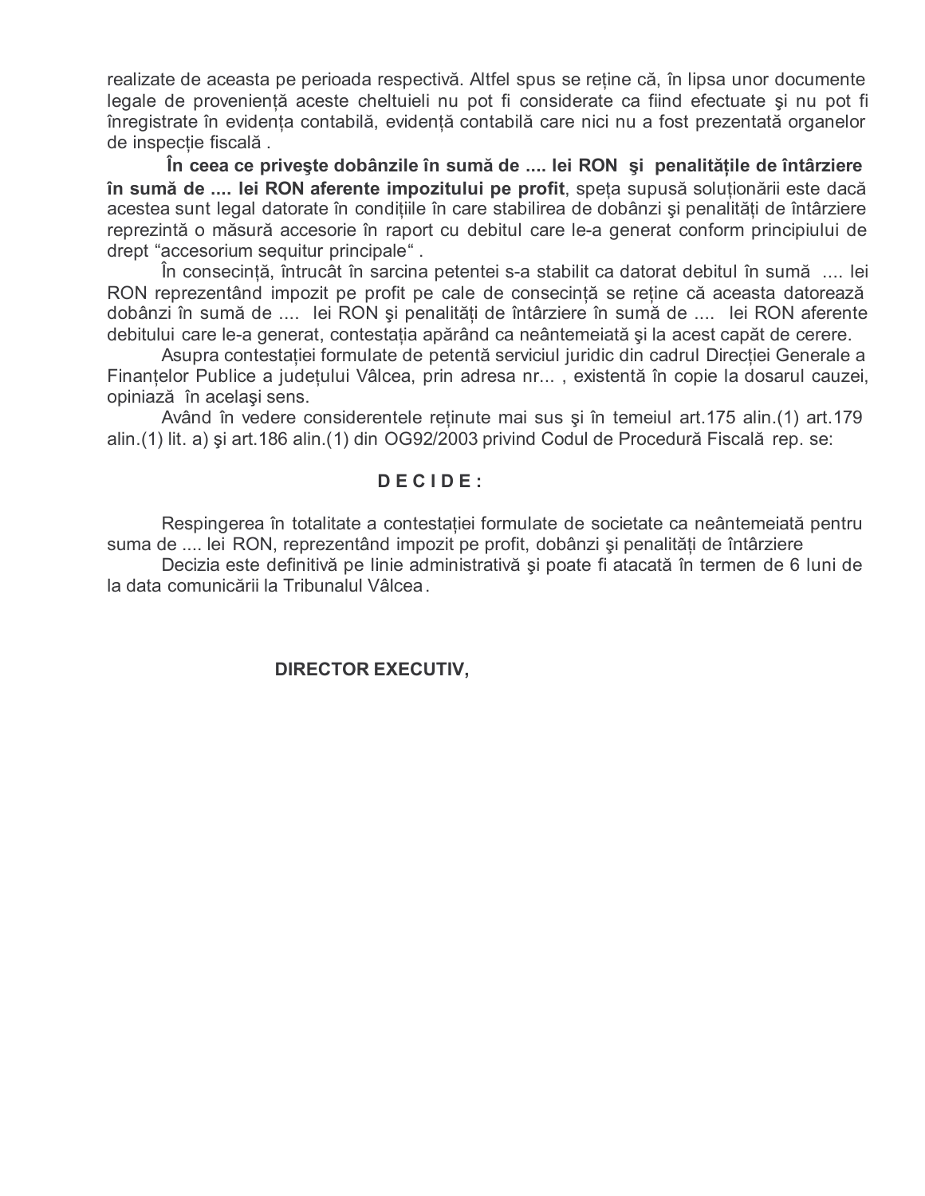realizate de aceasta pe perioada respectivă. Altfel spus se reține că, în lipsa unor documente legale de proveniență aceste cheltuieli nu pot fi considerate ca fiind efectuate şi nu pot fi înregistrate în evidența contabilă, evidență contabilă care nici nu a fost prezentată organelor de inspecție fiscală .

**În ceea ce priveşte dobânzile în sumă de .... lei RON şi penalitățile de întârziere în sumă de .... lei RON aferente impozitului pe profit**, speța supusă soluționării este dacă acestea sunt legal datorate în condițiile în care stabilirea de dobânzi şi penalități de întârziere reprezintă o măsură accesorie în raport cu debitul care le-a generat conform principiului de drept "accesorium sequitur principale" .

În consecință, întrucât în sarcina petentei s-a stabilit ca datorat debitul în sumă .... lei RON reprezentând impozit pe profit pe cale de consecință se reține că aceasta datorează dobânzi în sumă de .... lei RON şi penalități de întârziere în sumă de .... lei RON aferente debitului care le-a generat, contestația apărând ca neântemeiată şi la acest capăt de cerere.

Asupra contestației formulate de petentă serviciul juridic din cadrul Direcției Generale a Finanțelor Publice a județului Vâlcea, prin adresa nr... , existentă în copie la dosarul cauzei, opiniază în acelaşi sens.

Având în vedere considerentele reținute mai sus şi în temeiul art.175 alin.(1) art.179 alin.(1) lit. a) şi art.186 alin.(1) din OG92/2003 privind Codul de Procedură Fiscală rep. se:

**D E C I D E :**

Respingerea în totalitate a contestației formulate de societate ca neântemeiată pentru suma de .... lei RON, reprezentând impozit pe profit, dobânzi şi penalități de întârziere

Decizia este definitivă pe linie administrativă şi poate fi atacată în termen de 6 luni de la data comunicării la Tribunalul Vâlcea.

**DIRECTOR EXECUTIV,**